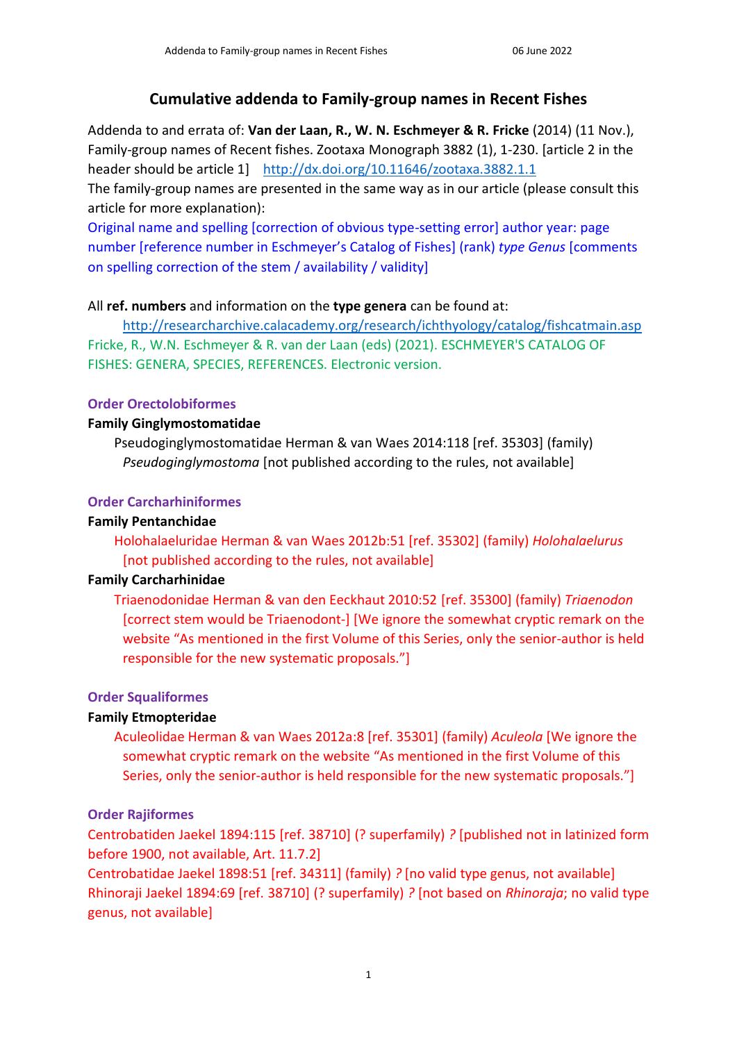# Cumulative addenda to Family-group names in Recent Fishes

Addenda to and errata of: **Van der Laan, R., W. N. Eschmeyer & R. Fricke** (2014) (11 Nov.), Family-group names of Recent fishes. Zootaxa Monograph 3882 (1), 1-230. [article 2 in the header should be article 1] http://dx.doi.org/10.11646/zootaxa.3882.1.1

The family-group names are presented in the same way as in our article (please consult this article for more explanation):

Original name and spelling [correction of obvious type-setting error] author year: page number [reference number in Eschmeyer's Catalog of Fishes] (rank) *type Genus* [comments on spelling correction of the stem / availability / validity]

All **ref. numbers** and information on the **type genera** can be found at:

http://researcharchive.calacademy.org/research/ichthyology/catalog/fishcatmain.asp

Fricke, R., W.N. Eschmeyer & R. van der Laan (eds) (2021). ESCHMEYER'S CATALOG OF FISHES: GENERA, SPECIES, REFERENCES. Electronic version.

### Order Orectolobiformes

**Family Ginglymostomatidae**

Pseudoginglymostomatidae Herman & van Waes 2014:118 [ref. 35303] (family) *Pseudoginglymostoma* [not published according to the rules, not available]

### Order Carcharhiniformes

**Family Pentanchidae**

Holohalaeluridae Herman & van Waes 2012b:51 [ref. 35302] (family) *Holohalaelurus* [not published according to the rules, not available]

**Family Carcharhinidae**

Triaenodonidae Herman & van den Eeckhaut 2010:52 [ref. 35300] (family) *Triaenodon* [correct stem would be Triaenodont-] [We ignore the somewhat cryptic remark on the website "As mentioned in the first Volume of this Series, only the senior-author is held responsible for the new systematic proposals."]

### Order Squaliformes

**Family Etmopteridae**

Aculeolidae Herman & van Waes 2012a:8 [ref. 35301] (family) *Aculeola* [We ignore the somewhat cryptic remark on the website "As mentioned in the first Volume of this Series, only the senior-author is held responsible for the new systematic proposals."]

### Order Rajiformes

Centrobatiden Jaekel 1894:115 [ref. 38710] (? superfamily) *?* [published not in latinized form before 1900, not available, Art. 11.7.2]

Centrobatidae Jaekel 1898:51 [ref. 34311] (family) *?* [no valid type genus, not available]

Rhinoraji Jaekel 1894:69 [ref. 38710] (? superfamily) *?* [not based on *Rhinoraja*; no valid type genus, not available]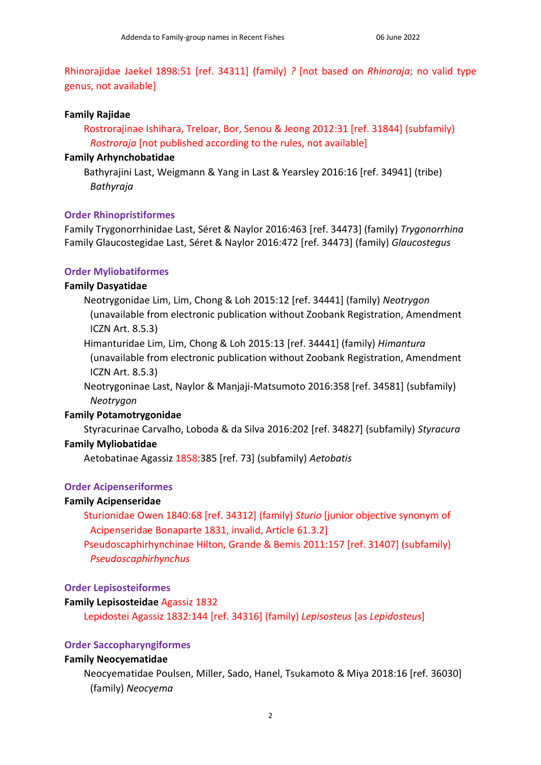Rhinorajidae Jaekel 1898:51 [ref. 34311] (family) *?* [not based on *Rhinoraja*; no valid type genus, not available]

**Family Rajidae**

Rostrorajinae Ishihara, Treloar, Bor, Senou & Jeong 2012:31 [ref. 31844] (subfamily) *Rostroraja* [not published according to the rules, not available]

**Family Arhynchobatidae**

Bathyrajini Last, Weigmann & Yang in Last & Yearsley 2016:16 [ref. 34941] (tribe) *Bathyraja*

**Order Rhinopristiformes**

Family Trygonorrhinidae Last, Séret & Naylor 2016:463 [ref. 34473] (family) *Trygonorrhina*
Family Glaucostegidae Last, Séret & Naylor 2016:472 [ref. 34473] (family) *Glaucostegus*

**Order Myliobatiformes**

**Family Dasyatidae**

Neotrygonidae Lim, Lim, Chong & Loh 2015:12 [ref. 34441] (family) *Neotrygon* (unavailable from electronic publication without Zoobank Registration, Amendment ICZN Art. 8.5.3)

Himanturidae Lim, Lim, Chong & Loh 2015:13 [ref. 34441] (family) *Himantura* (unavailable from electronic publication without Zoobank Registration, Amendment ICZN Art. 8.5.3)

Neotrygoninae Last, Naylor & Manjaji-Matsumoto 2016:358 [ref. 34581] (subfamily) *Neotrygon*

**Family Potamotrygonidae**

Styracurinae Carvalho, Loboda & da Silva 2016:202 [ref. 34827] (subfamily) *Styracura*

**Family Myliobatidae**

Aetobatinae Agassiz 1858:385 [ref. 73] (subfamily) *Aetobatis*

**Order Acipenseriformes**

**Family Acipenseridae**

Sturionidae Owen 1840:68 [ref. 34312] (family) *Sturio* [junior objective synonym of Acipenseridae Bonaparte 1831, invalid, Article 61.3.2]

Pseudoscaphirhynchinae Hilton, Grande & Bemis 2011:157 [ref. 31407] (subfamily) *Pseudoscaphirhynchus*

**Order Lepisosteiformes**

**Family Lepisosteidae** Agassiz 1832

Lepidostei Agassiz 1832:144 [ref. 34316] (family) *Lepisosteus* [as *Lepidosteus*]

**Order Saccopharyngiformes**

**Family Neocyematidae**

Neocyematidae Poulsen, Miller, Sado, Hanel, Tsukamoto & Miya 2018:16 [ref. 36030] (family) *Neocyema*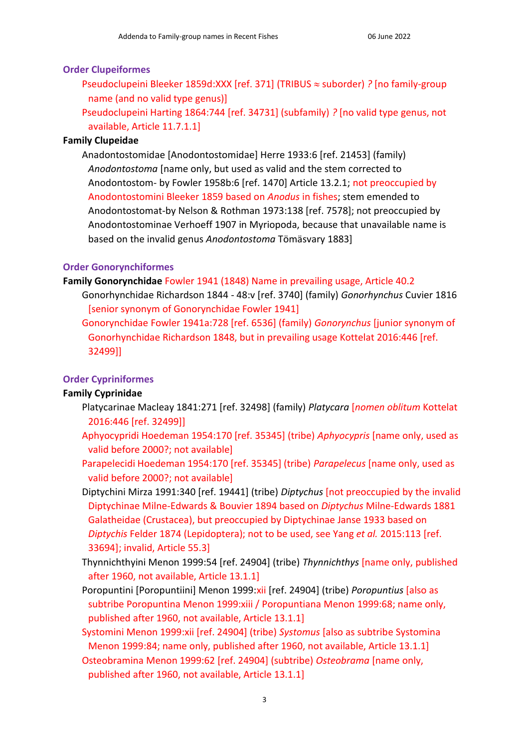## Order Clupeiformes

Pseudoclupeini Bleeker 1859d:XXX [ref. 371] (TRIBUS ≈ suborder) *?* [no family-group name (and no valid type genus)]

Pseudoclupeini Harting 1864:744 [ref. 34731] (subfamily) *?* [no valid type genus, not available, Article 11.7.1.1]

### Family Clupeidae

Anadontostomidae [Anodontostomidae] Herre 1933:6 [ref. 21453] (family) *Anodontostoma* [name only, but used as valid and the stem corrected to Anodontostom- by Fowler 1958b:6 [ref. 1470] Article 13.2.1; not preoccupied by Anodontostomini Bleeker 1859 based on *Anodus* in fishes; stem emended to Anodontostomat-by Nelson & Rothman 1973:138 [ref. 7578]; not preoccupied by Anodontostominae Verhoeff 1907 in Myriopoda, because that unavailable name is based on the invalid genus *Anodontostoma* Tömäsvary 1883]

## Order Gonorynchiformes

**Family Gonorynchidae** Fowler 1941 (1848) Name in prevailing usage, Article 40.2

Gonorhynchidae Richardson 1844 - 48:v [ref. 3740] (family) *Gonorhynchus* Cuvier 1816 [senior synonym of Gonorynchidae Fowler 1941]

Gonorynchidae Fowler 1941a:728 [ref. 6536] (family) *Gonorynchus* [junior synonym of Gonorhynchidae Richardson 1848, but in prevailing usage Kottelat 2016:446 [ref. 32499]]

## Order Cypriniformes

### Family Cyprinidae

Platycarinae Macleay 1841:271 [ref. 32498] (family) *Platycara* [*nomen oblitum* Kottelat 2016:446 [ref. 32499]]

Aphyocypridi Hoedeman 1954:170 [ref. 35345] (tribe) *Aphyocypris* [name only, used as valid before 2000?; not available]

Parapelecidi Hoedeman 1954:170 [ref. 35345] (tribe) *Parapelecus* [name only, used as valid before 2000?; not available]

Diptychini Mirza 1991:340 [ref. 19441] (tribe) *Diptychus* [not preoccupied by the invalid Diptychinae Milne-Edwards & Bouvier 1894 based on *Diptychus* Milne-Edwards 1881 Galatheidae (Crustacea), but preoccupied by Diptychinae Janse 1933 based on *Diptychis* Felder 1874 (Lepidoptera); not to be used, see Yang *et al.* 2015:113 [ref. 33694]; invalid, Article 55.3]

Thynnichthyini Menon 1999:54 [ref. 24904] (tribe) *Thynnichthys* [name only, published after 1960, not available, Article 13.1.1]

Poropuntini [Poropuntiini] Menon 1999:xii [ref. 24904] (tribe) *Poropuntius* [also as subtribe Poropuntina Menon 1999:xiii / Poropuntiana Menon 1999:68; name only, published after 1960, not available, Article 13.1.1]

Systomini Menon 1999:xii [ref. 24904] (tribe) *Systomus* [also as subtribe Systomina Menon 1999:84; name only, published after 1960, not available, Article 13.1.1]

Osteobramina Menon 1999:62 [ref. 24904] (subtribe) *Osteobrama* [name only, published after 1960, not available, Article 13.1.1]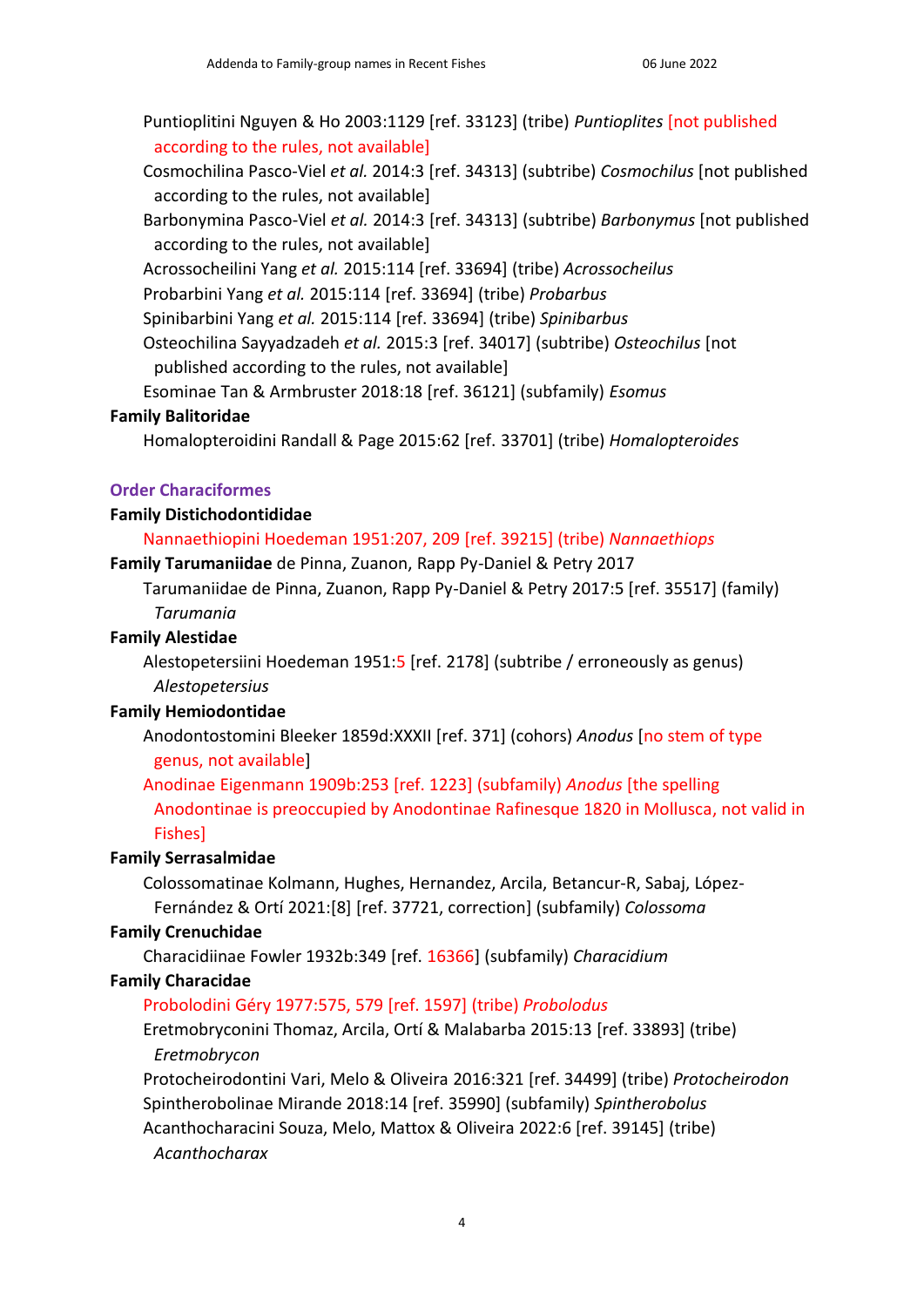Puntioplitini Nguyen & Ho 2003:1129 [ref. 33123] (tribe) *Puntioplites* [not published according to the rules, not available]

Cosmochilina Pasco-Viel *et al.* 2014:3 [ref. 34313] (subtribe) *Cosmochilus* [not published according to the rules, not available]

Barbonymina Pasco-Viel *et al.* 2014:3 [ref. 34313] (subtribe) *Barbonymus* [not published according to the rules, not available]

Acrossocheilini Yang *et al.* 2015:114 [ref. 33694] (tribe) *Acrossocheilus*

Probarbini Yang *et al.* 2015:114 [ref. 33694] (tribe) *Probarbus*

Spinibarbini Yang *et al.* 2015:114 [ref. 33694] (tribe) *Spinibarbus*

Osteochilina Sayyadzadeh *et al.* 2015:3 [ref. 34017] (subtribe) *Osteochilus* [not published according to the rules, not available]

Esominae Tan & Armbruster 2018:18 [ref. 36121] (subfamily) *Esomus*

**Family Balitoridae**

Homalopteroidini Randall & Page 2015:62 [ref. 33701] (tribe) *Homalopteroides*

## Order Characiformes

**Family Distichodontididae**

Nannaethiopini Hoedeman 1951:207, 209 [ref. 39215] (tribe) *Nannaethiops*

**Family Tarumaniidae** de Pinna, Zuanon, Rapp Py-Daniel & Petry 2017

Tarumaniidae de Pinna, Zuanon, Rapp Py-Daniel & Petry 2017:5 [ref. 35517] (family) *Tarumania*

**Family Alestidae**

Alestopetersiini Hoedeman 1951:5 [ref. 2178] (subtribe / erroneously as genus) *Alestopetersius*

**Family Hemiodontidae**

Anodontostomini Bleeker 1859d:XXXII [ref. 371] (cohors) *Anodus* [no stem of type genus, not available]

Anodinae Eigenmann 1909b:253 [ref. 1223] (subfamily) *Anodus* [the spelling Anodontinae is preoccupied by Anodontinae Rafinesque 1820 in Mollusca, not valid in Fishes]

**Family Serrasalmidae**

Colossomatinae Kolmann, Hughes, Hernandez, Arcila, Betancur-R, Sabaj, López-Fernández & Ortí 2021:[8] [ref. 37721, correction] (subfamily) *Colossoma*

**Family Crenuchidae**

Characidiinae Fowler 1932b:349 [ref. 16366] (subfamily) *Characidium*

**Family Characidae**

Probolodini Géry 1977:575, 579 [ref. 1597] (tribe) *Probolodus*

Eretmobryconini Thomaz, Arcila, Ortí & Malabarba 2015:13 [ref. 33893] (tribe) *Eretmobrycon*

Protocheirodontini Vari, Melo & Oliveira 2016:321 [ref. 34499] (tribe) *Protocheirodon*

Spintherobolinae Mirande 2018:14 [ref. 35990] (subfamily) *Spintherobolus*

Acanthocharacini Souza, Melo, Mattox & Oliveira 2022:6 [ref. 39145] (tribe) *Acanthocharax*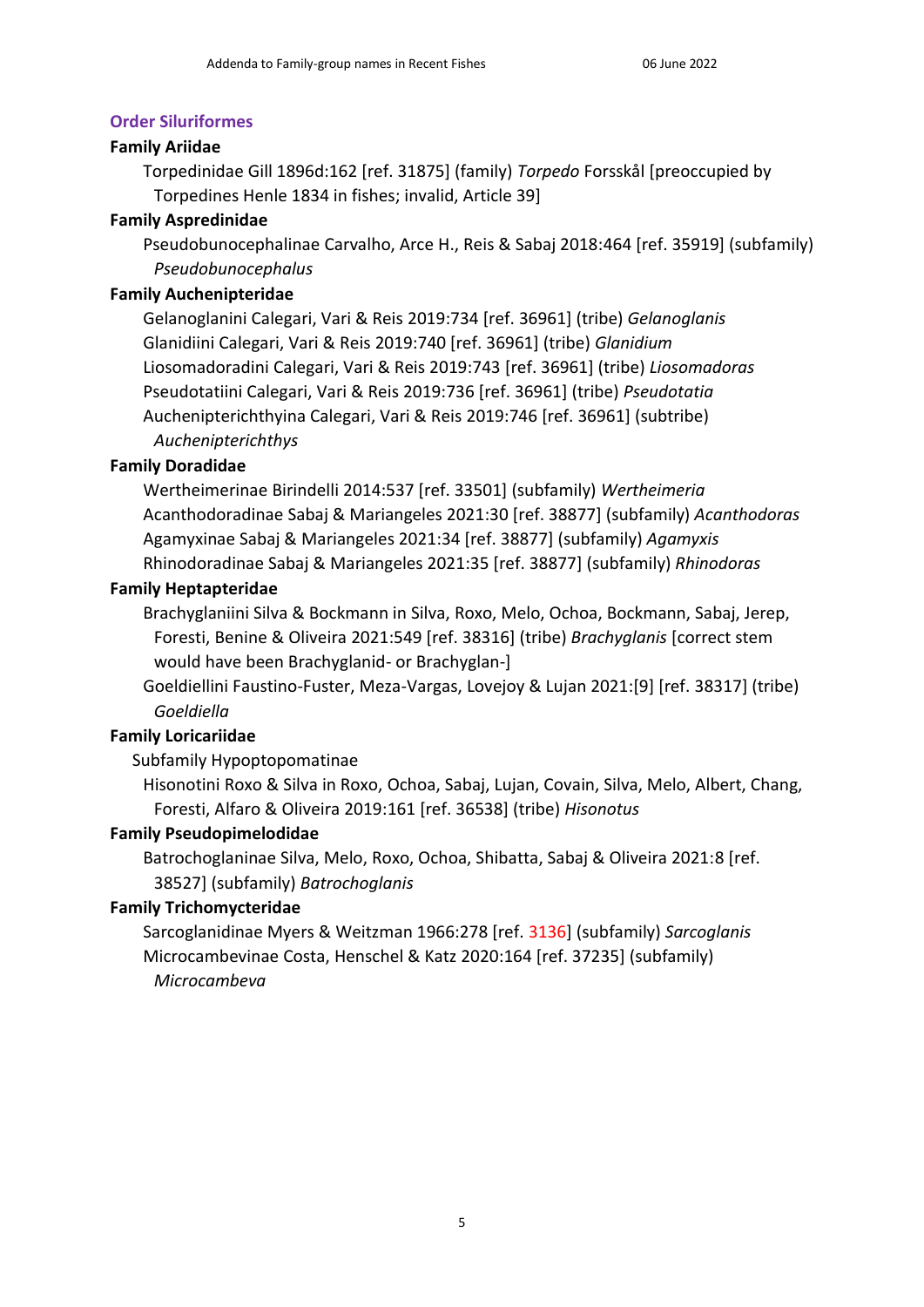## Order Siluriformes

### Family Ariidae

Torpedinidae Gill 1896d:162 [ref. 31875] (family) *Torpedo* Forsskål [preoccupied by Torpedines Henle 1834 in fishes; invalid, Article 39]

### Family Aspredinidae

Pseudobunocephalinae Carvalho, Arce H., Reis & Sabaj 2018:464 [ref. 35919] (subfamily) *Pseudobunocephalus*

### Family Auchenipteridae

Gelanoglanini Calegari, Vari & Reis 2019:734 [ref. 36961] (tribe) *Gelanoglanis*

Glanidiini Calegari, Vari & Reis 2019:740 [ref. 36961] (tribe) *Glanidium*

Liosomadoradini Calegari, Vari & Reis 2019:743 [ref. 36961] (tribe) *Liosomadoras*

Pseudotatiini Calegari, Vari & Reis 2019:736 [ref. 36961] (tribe) *Pseudotatia*

Auchenipterichthyina Calegari, Vari & Reis 2019:746 [ref. 36961] (subtribe) *Auchenipterichthys*

### Family Doradidae

Wertheimerinae Birindelli 2014:537 [ref. 33501] (subfamily) *Wertheimeria*

Acanthodoradinae Sabaj & Mariangeles 2021:30 [ref. 38877] (subfamily) *Acanthodoras*

Agamyxinae Sabaj & Mariangeles 2021:34 [ref. 38877] (subfamily) *Agamyxis*

Rhinodoradinae Sabaj & Mariangeles 2021:35 [ref. 38877] (subfamily) *Rhinodoras*

### Family Heptapteridae

Brachyglaniini Silva & Bockmann in Silva, Roxo, Melo, Ochoa, Bockmann, Sabaj, Jerep, Foresti, Benine & Oliveira 2021:549 [ref. 38316] (tribe) *Brachyglanis* [correct stem would have been Brachyglanid- or Brachyglan-]

Goeldiellini Faustino-Fuster, Meza-Vargas, Lovejoy & Lujan 2021:[9] [ref. 38317] (tribe) *Goeldiella*

### Family Loricariidae

Subfamily Hypoptopomatinae

Hisonotini Roxo & Silva in Roxo, Ochoa, Sabaj, Lujan, Covain, Silva, Melo, Albert, Chang, Foresti, Alfaro & Oliveira 2019:161 [ref. 36538] (tribe) *Hisonotus*

### Family Pseudopimelodidae

Batrochoglaninae Silva, Melo, Roxo, Ochoa, Shibatta, Sabaj & Oliveira 2021:8 [ref. 38527] (subfamily) *Batrochoglanis*

### Family Trichomycteridae

Sarcoglanidinae Myers & Weitzman 1966:278 [ref. 3136] (subfamily) *Sarcoglanis*

Microcambevinae Costa, Henschel & Katz 2020:164 [ref. 37235] (subfamily) *Microcambeva*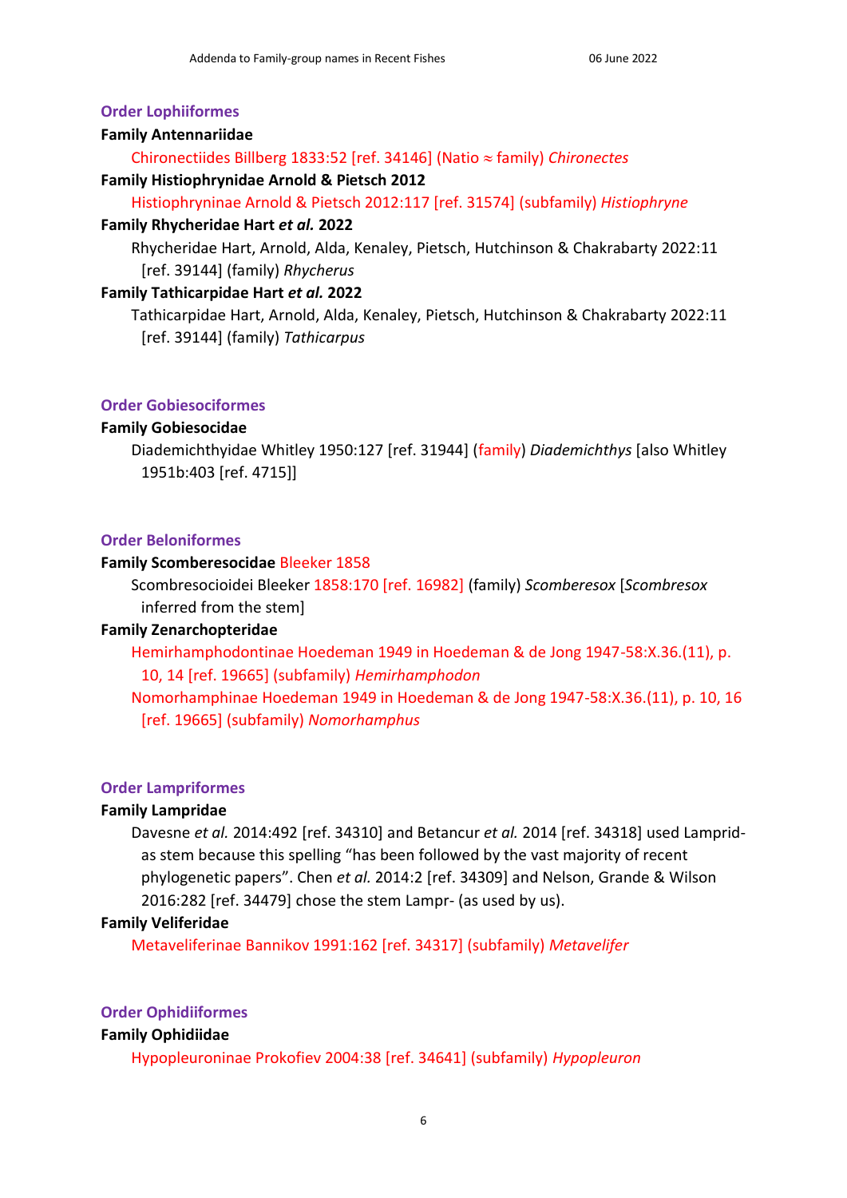## Order Lophiiformes

**Family Antennariidae**

Chironectiides Billberg 1833:52 [ref. 34146] (Natio ≈ family) *Chironectes*

**Family Histiophrynidae Arnold & Pietsch 2012**

Histiophryninae Arnold & Pietsch 2012:117 [ref. 31574] (subfamily) *Histiophryne*

**Family Rhycheridae Hart *et al.* 2022**

Rhycheridae Hart, Arnold, Alda, Kenaley, Pietsch, Hutchinson & Chakrabarty 2022:11 [ref. 39144] (family) *Rhycherus*

**Family Tathicarpidae Hart *et al.* 2022**

Tathicarpidae Hart, Arnold, Alda, Kenaley, Pietsch, Hutchinson & Chakrabarty 2022:11 [ref. 39144] (family) *Tathicarpus*

## Order Gobiesociformes

**Family Gobiesocidae**

Diademichthyidae Whitley 1950:127 [ref. 31944] (family) *Diademichthys* [also Whitley 1951b:403 [ref. 4715]]

## Order Beloniformes

**Family Scomberesocidae Bleeker 1858**

Scombresocioidei Bleeker 1858:170 [ref. 16982] (family) *Scomberesox* [*Scombresox* inferred from the stem]

**Family Zenarchopteridae**

Hemirhamphodontinae Hoedeman 1949 in Hoedeman & de Jong 1947-58:X.36.(11), p. 10, 14 [ref. 19665] (subfamily) *Hemirhamphodon*

Nomorhamphinae Hoedeman 1949 in Hoedeman & de Jong 1947-58:X.36.(11), p. 10, 16 [ref. 19665] (subfamily) *Nomorhamphus*

## Order Lampriformes

**Family Lampridae**

Davesne *et al.* 2014:492 [ref. 34310] and Betancur *et al.* 2014 [ref. 34318] used Lamprid- as stem because this spelling "has been followed by the vast majority of recent phylogenetic papers". Chen *et al.* 2014:2 [ref. 34309] and Nelson, Grande & Wilson 2016:282 [ref. 34479] chose the stem Lampr- (as used by us).

**Family Veliferidae**

Metaveliferinae Bannikov 1991:162 [ref. 34317] (subfamily) *Metavelifer*

## Order Ophidiiformes

**Family Ophidiidae**

Hypopleuroninae Prokofiev 2004:38 [ref. 34641] (subfamily) *Hypopleuron*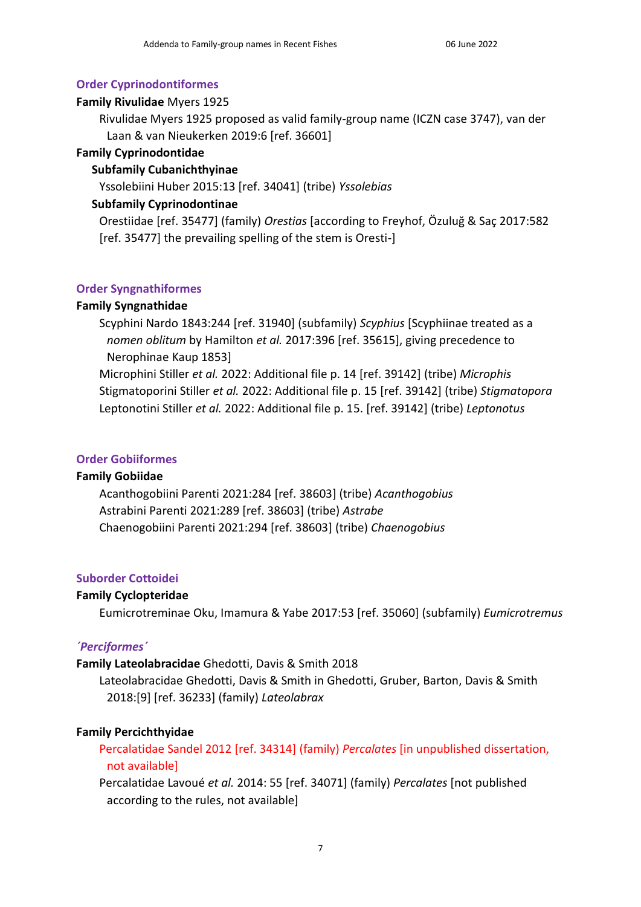## Order Cyprinodontiformes

**Family Rivulidae** Myers 1925

Rivulidae Myers 1925 proposed as valid family-group name (ICZN case 3747), van der Laan & van Nieukerken 2019:6 [ref. 36601]

**Family Cyprinodontidae**

**Subfamily Cubanichthyinae**

Yssolebiini Huber 2015:13 [ref. 34041] (tribe) *Yssolebias*

**Subfamily Cyprinodontinae**

Orestiidae [ref. 35477] (family) *Orestias* [according to Freyhof, Özuluğ & Saç 2017:582 [ref. 35477] the prevailing spelling of the stem is Oresti-]

## Order Syngnathiformes

**Family Syngnathidae**

Scyphini Nardo 1843:244 [ref. 31940] (subfamily) *Scyphius* [Scyphiinae treated as a *nomen oblitum* by Hamilton *et al.* 2017:396 [ref. 35615], giving precedence to Nerophinae Kaup 1853]

Microphini Stiller *et al.* 2022: Additional file p. 14 [ref. 39142] (tribe) *Microphis*

Stigmatoporini Stiller *et al.* 2022: Additional file p. 15 [ref. 39142] (tribe) *Stigmatopora*

Leptonotini Stiller *et al.* 2022: Additional file p. 15. [ref. 39142] (tribe) *Leptonotus*

## Order Gobiiformes

**Family Gobiidae**

Acanthogobiini Parenti 2021:284 [ref. 38603] (tribe) *Acanthogobius*

Astrabini Parenti 2021:289 [ref. 38603] (tribe) *Astrabe*

Chaenogobiini Parenti 2021:294 [ref. 38603] (tribe) *Chaenogobius*

## Suborder Cottoidei

**Family Cyclopteridae**

Eumicrotreminae Oku, Imamura & Yabe 2017:53 [ref. 35060] (subfamily) *Eumicrotremus*

## *´Perciformes´*

**Family Lateolabracidae** Ghedotti, Davis & Smith 2018

Lateolabracidae Ghedotti, Davis & Smith in Ghedotti, Gruber, Barton, Davis & Smith 2018:[9] [ref. 36233] (family) *Lateolabrax*

**Family Percichthyidae**

Percalatidae Sandel 2012 [ref. 34314] (family) *Percalates* [in unpublished dissertation, not available]

Percalatidae Lavoué *et al.* 2014: 55 [ref. 34071] (family) *Percalates* [not published according to the rules, not available]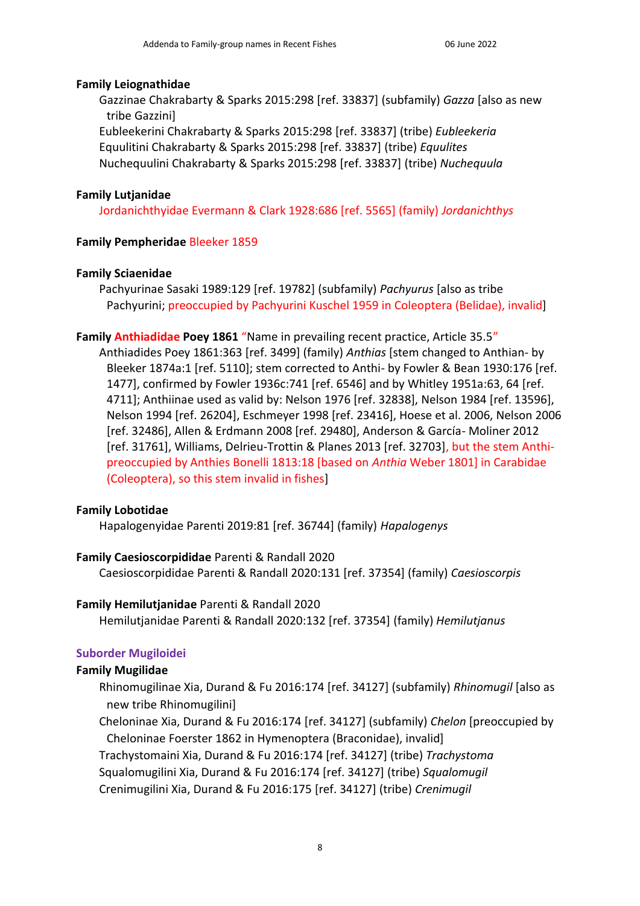**Family Leiognathidae**

Gazzinae Chakrabarty & Sparks 2015:298 [ref. 33837] (subfamily) *Gazza* [also as new tribe Gazzini]
Eubleekerini Chakrabarty & Sparks 2015:298 [ref. 33837] (tribe) *Eubleekeria*
Equulitini Chakrabarty & Sparks 2015:298 [ref. 33837] (tribe) *Equulites*
Nuchequulini Chakrabarty & Sparks 2015:298 [ref. 33837] (tribe) *Nuchequula*

**Family Lutjanidae**

Jordanichthyidae Evermann & Clark 1928:686 [ref. 5565] (family) *Jordanichthys*

**Family Pempheridae** Bleeker 1859

**Family Sciaenidae**

Pachyurinae Sasaki 1989:129 [ref. 19782] (subfamily) *Pachyurus* [also as tribe Pachyurini; preoccupied by Pachyurini Kuschel 1959 in Coleoptera (Belidae), invalid]

**Family Anthiadidae Poey 1861** "Name in prevailing recent practice, Article 35.5"

Anthiadides Poey 1861:363 [ref. 3499] (family) *Anthias* [stem changed to Anthian- by Bleeker 1874a:1 [ref. 5110]; stem corrected to Anthi- by Fowler & Bean 1930:176 [ref. 1477], confirmed by Fowler 1936c:741 [ref. 6546] and by Whitley 1951a:63, 64 [ref. 4711]; Anthiinae used as valid by: Nelson 1976 [ref. 32838], Nelson 1984 [ref. 13596], Nelson 1994 [ref. 26204], Eschmeyer 1998 [ref. 23416], Hoese et al. 2006, Nelson 2006 [ref. 32486], Allen & Erdmann 2008 [ref. 29480], Anderson & García- Moliner 2012 [ref. 31761], Williams, Delrieu-Trottin & Planes 2013 [ref. 32703], but the stem Anthi- preoccupied by Anthies Bonelli 1813:18 [based on *Anthia* Weber 1801] in Carabidae (Coleoptera), so this stem invalid in fishes]

**Family Lobotidae**

Hapalogenyidae Parenti 2019:81 [ref. 36744] (family) *Hapalogenys*

**Family Caesioscorpididae** Parenti & Randall 2020

Caesioscorpididae Parenti & Randall 2020:131 [ref. 37354] (family) *Caesioscorpis*

**Family Hemilutjanidae** Parenti & Randall 2020

Hemilutjanidae Parenti & Randall 2020:132 [ref. 37354] (family) *Hemilutjanus*

**Suborder Mugiloidei**

**Family Mugilidae**

Rhinomugilinae Xia, Durand & Fu 2016:174 [ref. 34127] (subfamily) *Rhinomugil* [also as new tribe Rhinomugilini]
Cheloninae Xia, Durand & Fu 2016:174 [ref. 34127] (subfamily) *Chelon* [preoccupied by Cheloninae Foerster 1862 in Hymenoptera (Braconidae), invalid]
Trachystomaini Xia, Durand & Fu 2016:174 [ref. 34127] (tribe) *Trachystoma*
Squalomugilini Xia, Durand & Fu 2016:174 [ref. 34127] (tribe) *Squalomugil*
Crenimugilini Xia, Durand & Fu 2016:175 [ref. 34127] (tribe) *Crenimugil*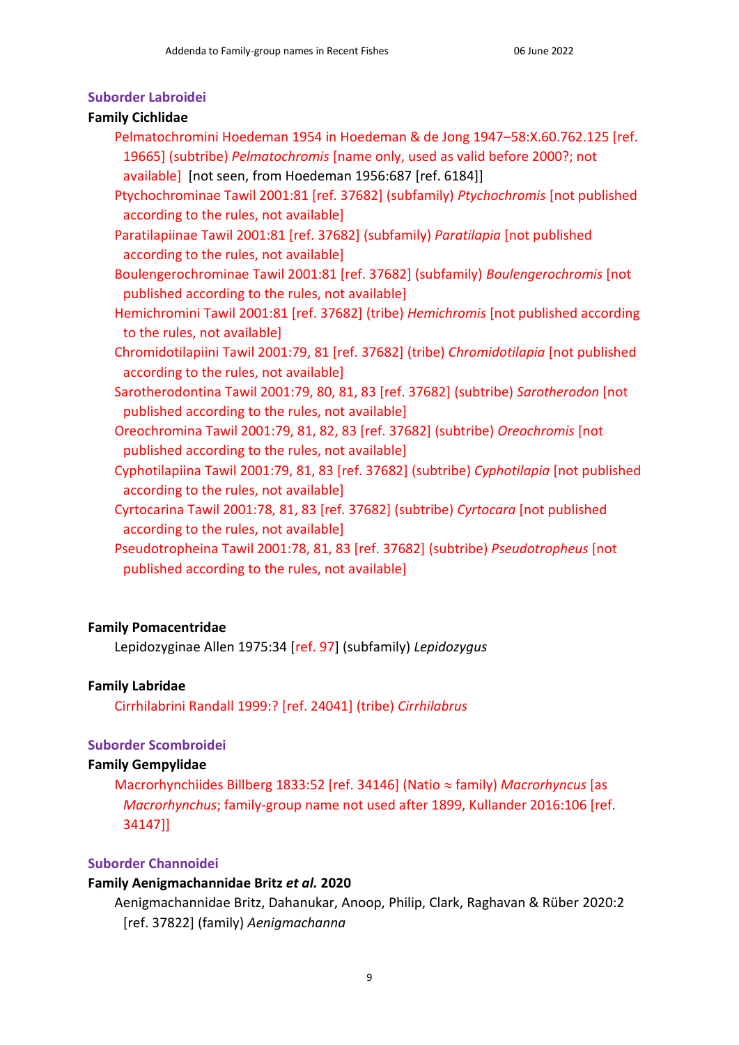## Suborder Labroidei

**Family Cichlidae**

Pelmatochromini Hoedeman 1954 in Hoedeman & de Jong 1947–58:X.60.762.125 [ref. 19665] (subtribe) *Pelmatochromis* [name only, used as valid before 2000?; not available] [not seen, from Hoedeman 1956:687 [ref. 6184]]

Ptychochrominae Tawil 2001:81 [ref. 37682] (subfamily) *Ptychochromis* [not published according to the rules, not available]

Paratilapiinae Tawil 2001:81 [ref. 37682] (subfamily) *Paratilapia* [not published according to the rules, not available]

Boulengerochrominae Tawil 2001:81 [ref. 37682] (subfamily) *Boulengerochromis* [not published according to the rules, not available]

Hemichromini Tawil 2001:81 [ref. 37682] (tribe) *Hemichromis* [not published according to the rules, not available]

Chromidotilapiini Tawil 2001:79, 81 [ref. 37682] (tribe) *Chromidotilapia* [not published according to the rules, not available]

Sarotherodontina Tawil 2001:79, 80, 81, 83 [ref. 37682] (subtribe) *Sarotherodon* [not published according to the rules, not available]

Oreochromina Tawil 2001:79, 81, 82, 83 [ref. 37682] (subtribe) *Oreochromis* [not published according to the rules, not available]

Cyphotilapiina Tawil 2001:79, 81, 83 [ref. 37682] (subtribe) *Cyphotilapia* [not published according to the rules, not available]

Cyrtocarina Tawil 2001:78, 81, 83 [ref. 37682] (subtribe) *Cyrtocara* [not published according to the rules, not available]

Pseudotropheina Tawil 2001:78, 81, 83 [ref. 37682] (subtribe) *Pseudotropheus* [not published according to the rules, not available]

**Family Pomacentridae**

Lepidozyginae Allen 1975:34 [ref. 97] (subfamily) *Lepidozygus*

**Family Labridae**

Cirrhilabrini Randall 1999:? [ref. 24041] (tribe) *Cirrhilabrus*

## Suborder Scombroidei

**Family Gempylidae**

Macrorhynchiides Billberg 1833:52 [ref. 34146] (Natio ≈ family) *Macrorhyncus* [as *Macrorhynchus*; family-group name not used after 1899, Kullander 2016:106 [ref. 34147]]

## Suborder Channoidei

**Family Aenigmachannidae Britz *et al.* 2020**

Aenigmachannidae Britz, Dahanukar, Anoop, Philip, Clark, Raghavan & Rüber 2020:2 [ref. 37822] (family) *Aenigmachanna*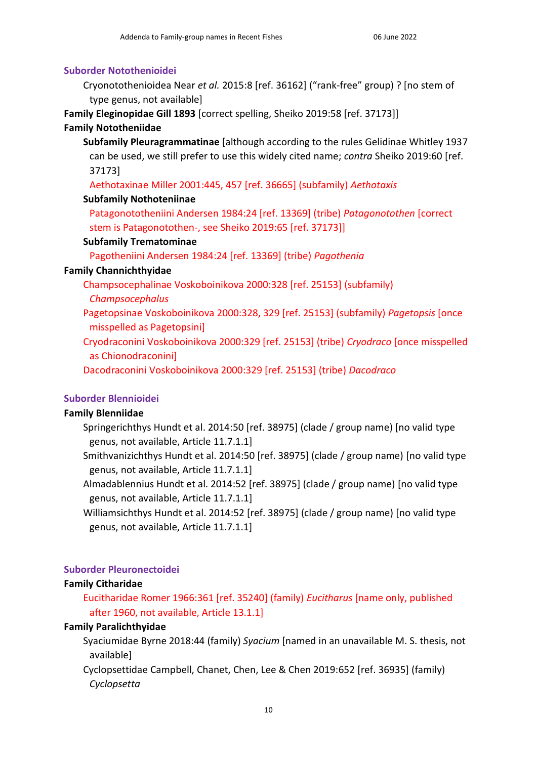## Suborder Notothenioidei

Cryonotothenioidea Near *et al.* 2015:8 [ref. 36162] ("rank-free" group) ? [no stem of type genus, not available]

**Family Eleginopidae Gill 1893** [correct spelling, Sheiko 2019:58 [ref. 37173]]

**Family Nototheniidae**

**Subfamily Pleuragrammatinae** [although according to the rules Gelidinae Whitley 1937 can be used, we still prefer to use this widely cited name; *contra* Sheiko 2019:60 [ref. 37173]

Aethotaxinae Miller 2001:445, 457 [ref. 36665] (subfamily) *Aethotaxis*

**Subfamily Nothoteniinae**

Patagonototheniini Andersen 1984:24 [ref. 13369] (tribe) *Patagonotothen* [correct stem is Patagonotothen-, see Sheiko 2019:65 [ref. 37173]]

**Subfamily Trematominae**

Pagotheniini Andersen 1984:24 [ref. 13369] (tribe) *Pagothenia*

**Family Channichthyidae**

Champsocephalinae Voskoboinikova 2000:328 [ref. 25153] (subfamily) *Champsocephalus*

Pagetopsinae Voskoboinikova 2000:328, 329 [ref. 25153] (subfamily) *Pagetopsis* [once misspelled as Pagetopsini]

Cryodraconini Voskoboinikova 2000:329 [ref. 25153] (tribe) *Cryodraco* [once misspelled as Chionodraconini]

Dacodraconini Voskoboinikova 2000:329 [ref. 25153] (tribe) *Dacodraco*

## Suborder Blennioidei

**Family Blenniidae**

Springerichthys Hundt et al. 2014:50 [ref. 38975] (clade / group name) [no valid type genus, not available, Article 11.7.1.1]

Smithvanizichthys Hundt et al. 2014:50 [ref. 38975] (clade / group name) [no valid type genus, not available, Article 11.7.1.1]

Almadablennius Hundt et al. 2014:52 [ref. 38975] (clade / group name) [no valid type genus, not available, Article 11.7.1.1]

Williamsichthys Hundt et al. 2014:52 [ref. 38975] (clade / group name) [no valid type genus, not available, Article 11.7.1.1]

## Suborder Pleuronectoidei

**Family Citharidae**

Eucitharidae Romer 1966:361 [ref. 35240] (family) *Eucitharus* [name only, published after 1960, not available, Article 13.1.1]

**Family Paralichthyidae**

Syaciumidae Byrne 2018:44 (family) *Syacium* [named in an unavailable M. S. thesis, not available]

Cyclopsettidae Campbell, Chanet, Chen, Lee & Chen 2019:652 [ref. 36935] (family) *Cyclopsetta*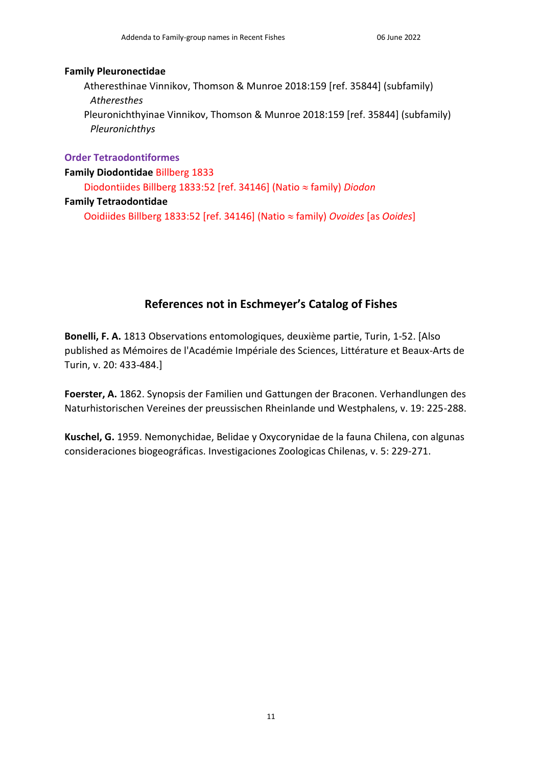**Family Pleuronectidae**

Atheresthinae Vinnikov, Thomson & Munroe 2018:159 [ref. 35844] (subfamily) *Atheresthes*

Pleuronichthyinae Vinnikov, Thomson & Munroe 2018:159 [ref. 35844] (subfamily) *Pleuronichthys*

**Order Tetraodontiformes**

**Family Diodontidae** Billberg 1833

Diodontiides Billberg 1833:52 [ref. 34146] (Natio ≈ family) *Diodon*

**Family Tetraodontidae**

Ooidiides Billberg 1833:52 [ref. 34146] (Natio ≈ family) *Ovoides* [as *Ooides*]

## References not in Eschmeyer's Catalog of Fishes

**Bonelli, F. A.** 1813 Observations entomologiques, deuxième partie, Turin, 1-52. [Also published as Mémoires de l'Académie Impériale des Sciences, Littérature et Beaux-Arts de Turin, v. 20: 433-484.]

**Foerster, A.** 1862. Synopsis der Familien und Gattungen der Braconen. Verhandlungen des Naturhistorischen Vereines der preussischen Rheinlande und Westphalens, v. 19: 225-288.

**Kuschel, G.** 1959. Nemonychidae, Belidae y Oxycorynidae de la fauna Chilena, con algunas consideraciones biogeográficas. Investigaciones Zoologicas Chilenas, v. 5: 229-271.